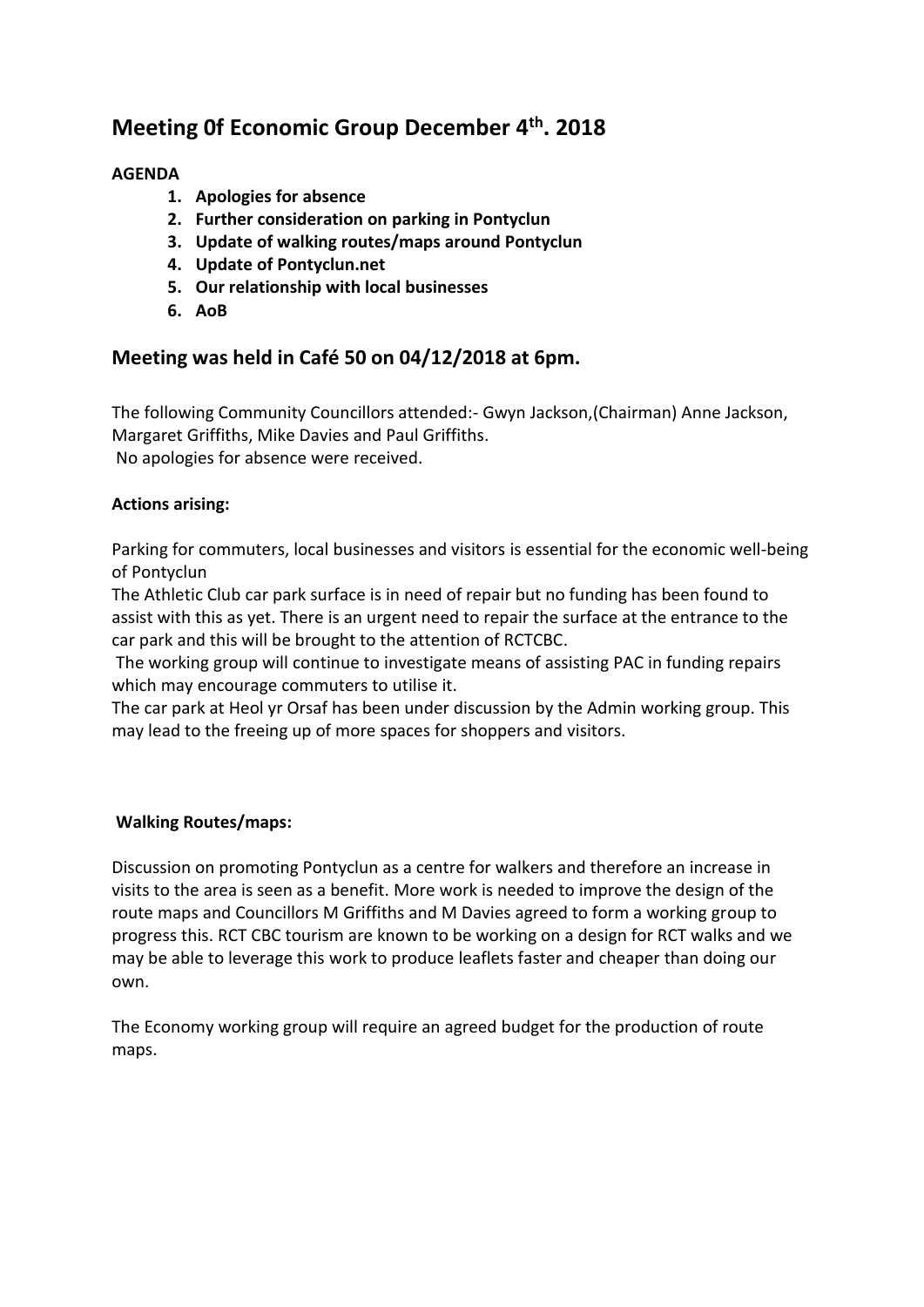# Meeting 0f Economic Group December 4th. 2018

**AGENDA**

1. **Apologies for absence**
2. **Further consideration on parking in Pontyclun**
3. **Update of walking routes/maps around Pontyclun**
4. **Update of Pontyclun.net**
5. **Our relationship with local businesses**
6. **AoB**

## Meeting was held in Café 50 on 04/12/2018 at 6pm.

The following Community Councillors attended:- Gwyn Jackson,(Chairman) Anne Jackson, Margaret Griffiths, Mike Davies and Paul Griffiths.
No apologies for absence were received.

**Actions arising:**

Parking for commuters, local businesses and visitors is essential for the economic well-being of Pontyclun
The Athletic Club car park surface is in need of repair but no funding has been found to assist with this as yet. There is an urgent need to repair the surface at the entrance to the car park and this will be brought to the attention of RCTCBC.
The working group will continue to investigate means of assisting PAC in funding repairs which may encourage commuters to utilise it.
The car park at Heol yr Orsaf has been under discussion by the Admin working group. This may lead to the freeing up of more spaces for shoppers and visitors.

**Walking Routes/maps:**

Discussion on promoting Pontyclun as a centre for walkers and therefore an increase in visits to the area is seen as a benefit. More work is needed to improve the design of the route maps and Councillors M Griffiths and M Davies agreed to form a working group to progress this. RCT CBC tourism are known to be working on a design for RCT walks and we may be able to leverage this work to produce leaflets faster and cheaper than doing our own.

The Economy working group will require an agreed budget for the production of route maps.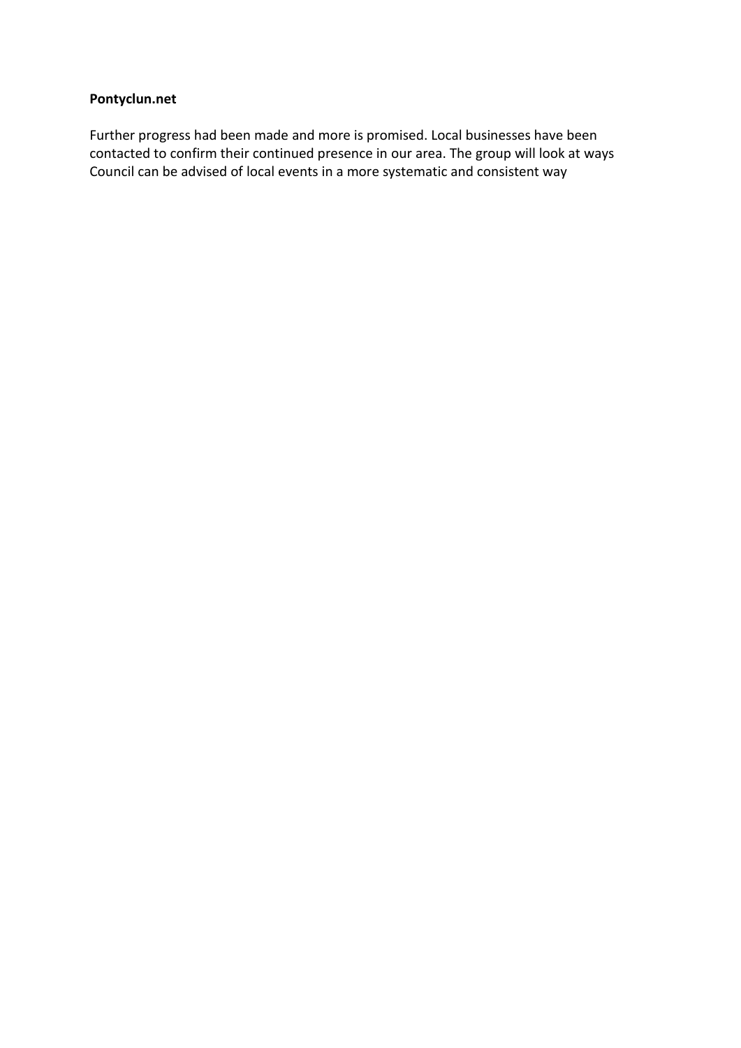**Pontyclun.net**

Further progress had been made and more is promised. Local businesses have been contacted to confirm their continued presence in our area. The group will look at ways Council can be advised of local events in a more systematic and consistent way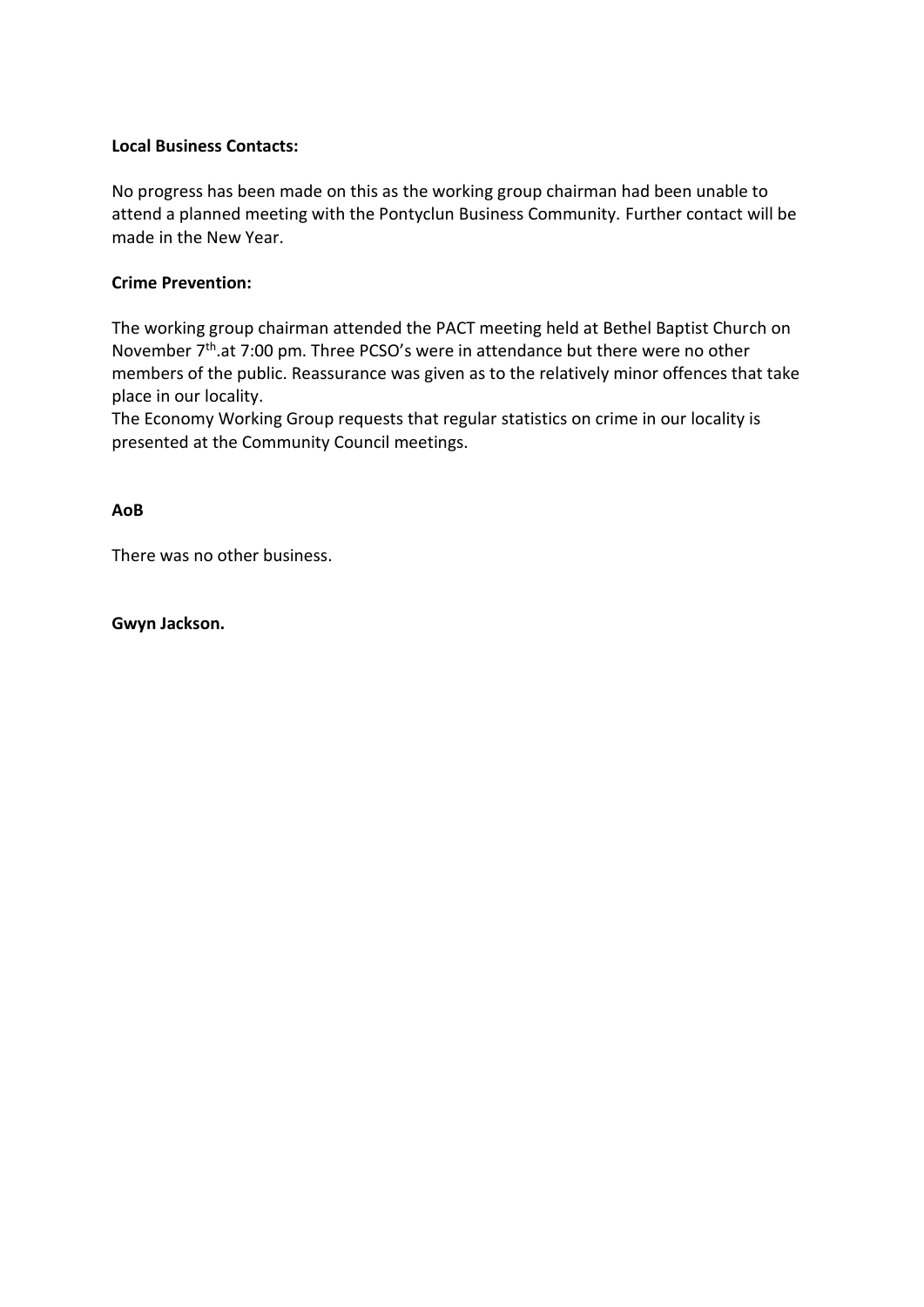**Local Business Contacts:**

No progress has been made on this as the working group chairman had been unable to attend a planned meeting with the Pontyclun Business Community. Further contact will be made in the New Year.

**Crime Prevention:**

The working group chairman attended the PACT meeting held at Bethel Baptist Church on November 7th.at 7:00 pm. Three PCSO's were in attendance but there were no other members of the public. Reassurance was given as to the relatively minor offences that take place in our locality.
The Economy Working Group requests that regular statistics on crime in our locality is presented at the Community Council meetings.

**AoB**

There was no other business.

**Gwyn Jackson.**